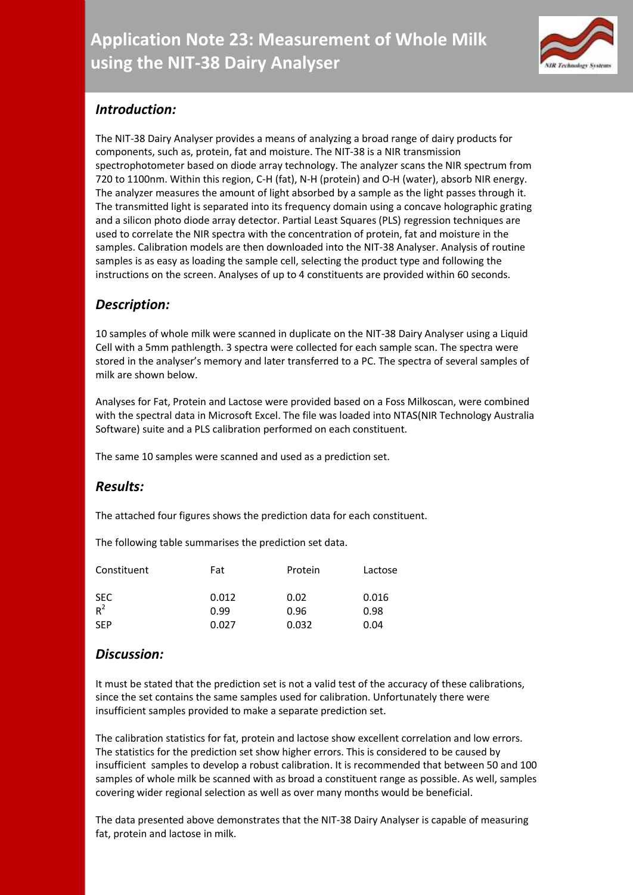# Application Note 23: Measurement of Whole Milk using the NIT-38 Dairy Analyser

## *Introduction:*

The NIT-38 Dairy Analyser provides a means of analyzing a broad range of dairy products for components, such as, protein, fat and moisture. The NIT-38 is a NIR transmission spectrophotometer based on diode array technology. The analyzer scans the NIR spectrum from 720 to 1100nm. Within this region, C-H (fat), N-H (protein) and O-H (water), absorb NIR energy. The analyzer measures the amount of light absorbed by a sample as the light passes through it. The transmitted light is separated into its frequency domain using a concave holographic grating and a silicon photo diode array detector. Partial Least Squares (PLS) regression techniques are used to correlate the NIR spectra with the concentration of protein, fat and moisture in the samples. Calibration models are then downloaded into the NIT-38 Analyser. Analysis of routine samples is as easy as loading the sample cell, selecting the product type and following the instructions on the screen. Analyses of up to 4 constituents are provided within 60 seconds.

## *Description:*

10 samples of whole milk were scanned in duplicate on the NIT-38 Dairy Analyser using a Liquid Cell with a 5mm pathlength. 3 spectra were collected for each sample scan. The spectra were stored in the analyser's memory and later transferred to a PC. The spectra of several samples of milk are shown below.

Analyses for Fat, Protein and Lactose were provided based on a Foss Milkoscan, were combined with the spectral data in Microsoft Excel. The file was loaded into NTAS(NIR Technology Australia Software) suite and a PLS calibration performed on each constituent.

The same 10 samples were scanned and used as a prediction set.

## *Results:*

The attached four figures shows the prediction data for each constituent.

The following table summarises the prediction set data.

| Constituent | Fat | Protein | Lactose |
|---|---|---|---|
| SEC | 0.012 | 0.02 | 0.016 |
| $R^2$ | 0.99 | 0.96 | 0.98 |
| SEP | 0.027 | 0.032 | 0.04 |

## *Discussion:*

It must be stated that the prediction set is not a valid test of the accuracy of these calibrations, since the set contains the same samples used for calibration. Unfortunately there were insufficient samples provided to make a separate prediction set.

The calibration statistics for fat, protein and lactose show excellent correlation and low errors. The statistics for the prediction set show higher errors. This is considered to be caused by insufficient samples to develop a robust calibration. It is recommended that between 50 and 100 samples of whole milk be scanned with as broad a constituent range as possible. As well, samples covering wider regional selection as well as over many months would be beneficial.

The data presented above demonstrates that the NIT-38 Dairy Analyser is capable of measuring fat, protein and lactose in milk.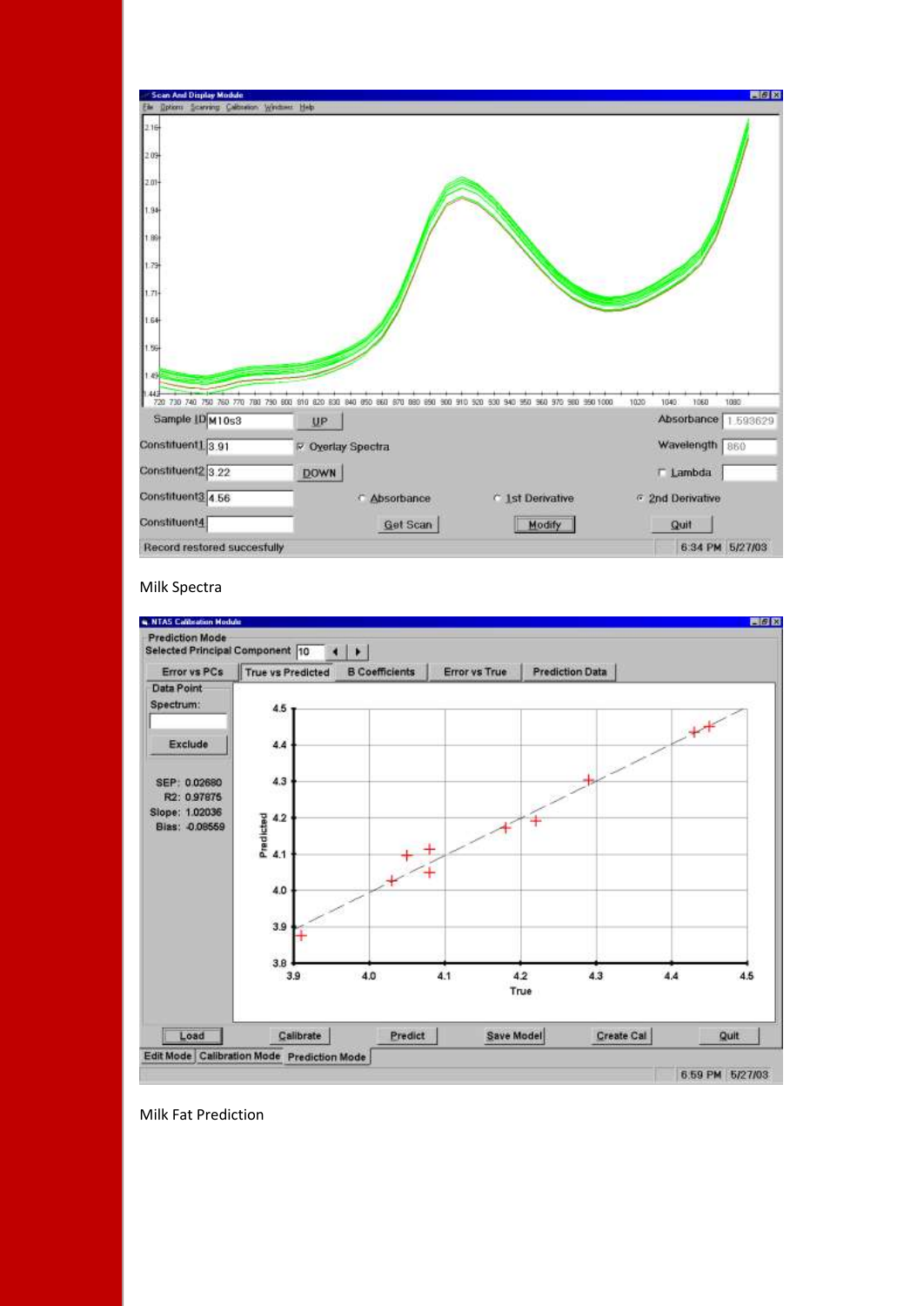Milk Spectra

Milk Fat Prediction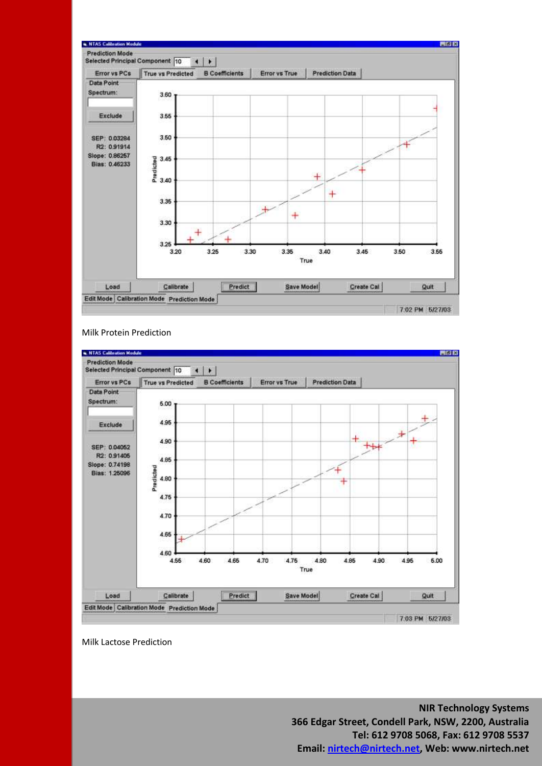NTAS Calibration Module

Prediction Mode

Selected Principal Component 10

Error vs PCs | True vs Predicted | B Coefficients | Error vs True | Prediction Data

Data Point

Spectrum:

Exclude

SEP: 0.03284
R2: 0.91914
Slope: 0.86257
Bias: 0.46233

Predicted

3.60
3.55
3.50
3.45
3.40
3.35
3.30
3.25

3.20 3.25 3.30 3.35 3.40 3.45 3.50 3.55

True

Load | Calibrate | Predict | Save Model | Create Cal | Quit

Edit Mode | Calibration Mode | Prediction Mode

7:02 PM 5/27/03

Milk Protein Prediction

NTAS Calibration Module

Prediction Mode

Selected Principal Component 10

Error vs PCs | True vs Predicted | B Coefficients | Error vs True | Prediction Data

Data Point

Spectrum:

Exclude

SEP: 0.04052
R2: 0.91405
Slope: 0.74198
Bias: 1.25096

Predicted

5.00
4.95
4.90
4.85
4.80
4.75
4.70
4.65
4.60

4.55 4.60 4.65 4.70 4.75 4.80 4.85 4.90 4.95 5.00

True

Load | Calibrate | Predict | Save Model | Create Cal | Quit

Edit Mode | Calibration Mode | Prediction Mode

7:03 PM 5/27/03

Milk Lactose Prediction

**NIR Technology Systems**
**366 Edgar Street, Condell Park, NSW, 2200, Australia**
**Tel: 612 9708 5068, Fax: 612 9708 5537**
**Email: nirtech@nirtech.net, Web: www.nirtech.net**